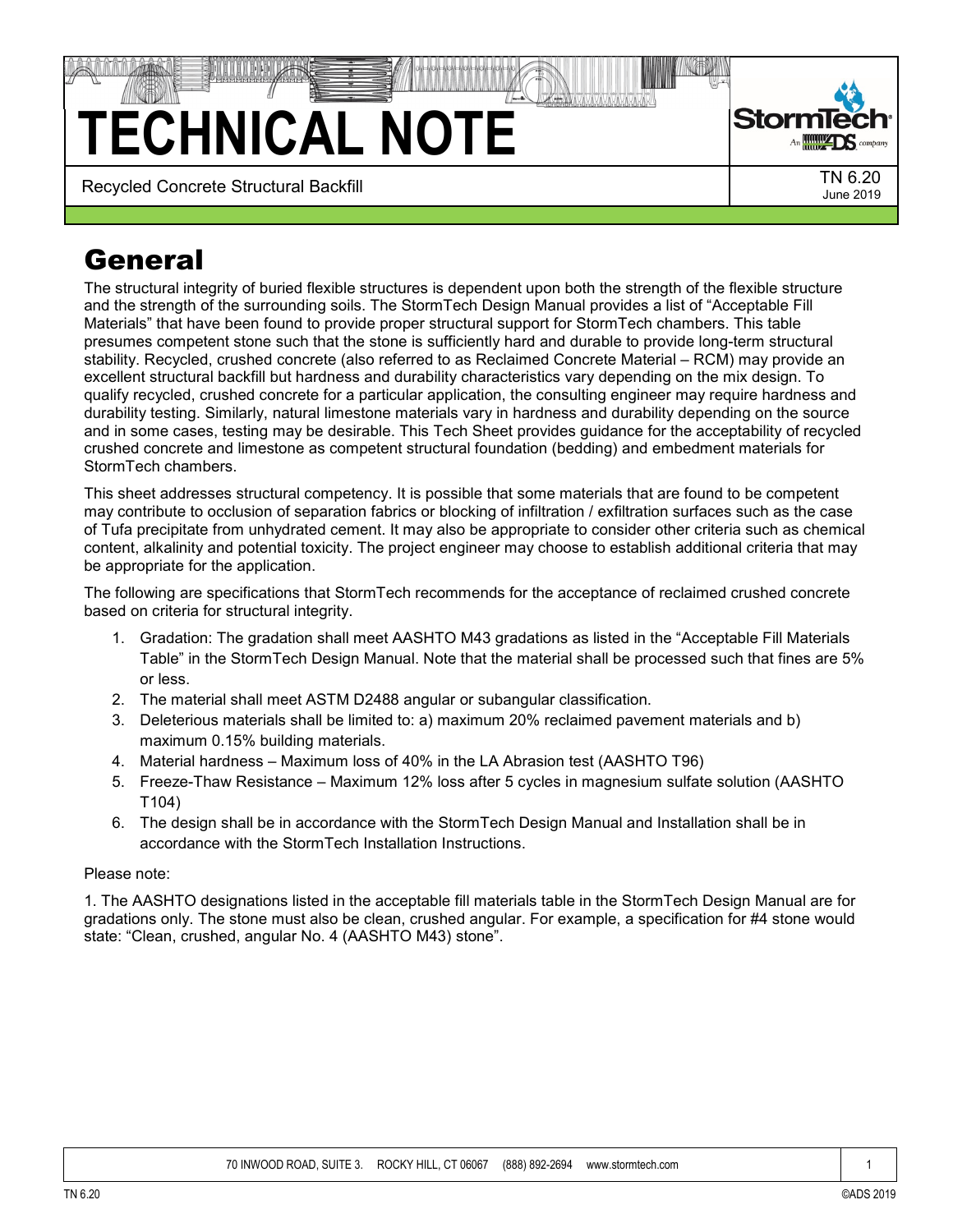# TECHNICAL NOTE

Recycled Concrete Structural Backfill

TN 6.20
June 2019

## General

The structural integrity of buried flexible structures is dependent upon both the strength of the flexible structure and the strength of the surrounding soils. The StormTech Design Manual provides a list of "Acceptable Fill Materials" that have been found to provide proper structural support for StormTech chambers. This table presumes competent stone such that the stone is sufficiently hard and durable to provide long-term structural stability. Recycled, crushed concrete (also referred to as Reclaimed Concrete Material – RCM) may provide an excellent structural backfill but hardness and durability characteristics vary depending on the mix design. To qualify recycled, crushed concrete for a particular application, the consulting engineer may require hardness and durability testing. Similarly, natural limestone materials vary in hardness and durability depending on the source and in some cases, testing may be desirable. This Tech Sheet provides guidance for the acceptability of recycled crushed concrete and limestone as competent structural foundation (bedding) and embedment materials for StormTech chambers.

This sheet addresses structural competency. It is possible that some materials that are found to be competent may contribute to occlusion of separation fabrics or blocking of infiltration / exfiltration surfaces such as the case of Tufa precipitate from unhydrated cement. It may also be appropriate to consider other criteria such as chemical content, alkalinity and potential toxicity. The project engineer may choose to establish additional criteria that may be appropriate for the application.

The following are specifications that StormTech recommends for the acceptance of reclaimed crushed concrete based on criteria for structural integrity.

1. Gradation: The gradation shall meet AASHTO M43 gradations as listed in the "Acceptable Fill Materials Table" in the StormTech Design Manual. Note that the material shall be processed such that fines are 5% or less.
2. The material shall meet ASTM D2488 angular or subangular classification.
3. Deleterious materials shall be limited to: a) maximum 20% reclaimed pavement materials and b) maximum 0.15% building materials.
4. Material hardness – Maximum loss of 40% in the LA Abrasion test (AASHTO T96)
5. Freeze-Thaw Resistance – Maximum 12% loss after 5 cycles in magnesium sulfate solution (AASHTO T104)
6. The design shall be in accordance with the StormTech Design Manual and Installation shall be in accordance with the StormTech Installation Instructions.

Please note:

1. The AASHTO designations listed in the acceptable fill materials table in the StormTech Design Manual are for gradations only. The stone must also be clean, crushed angular. For example, a specification for #4 stone would state: "Clean, crushed, angular No. 4 (AASHTO M43) stone".

70 INWOOD ROAD, SUITE 3. ROCKY HILL, CT 06067 (888) 892-2694 www.stormtech.com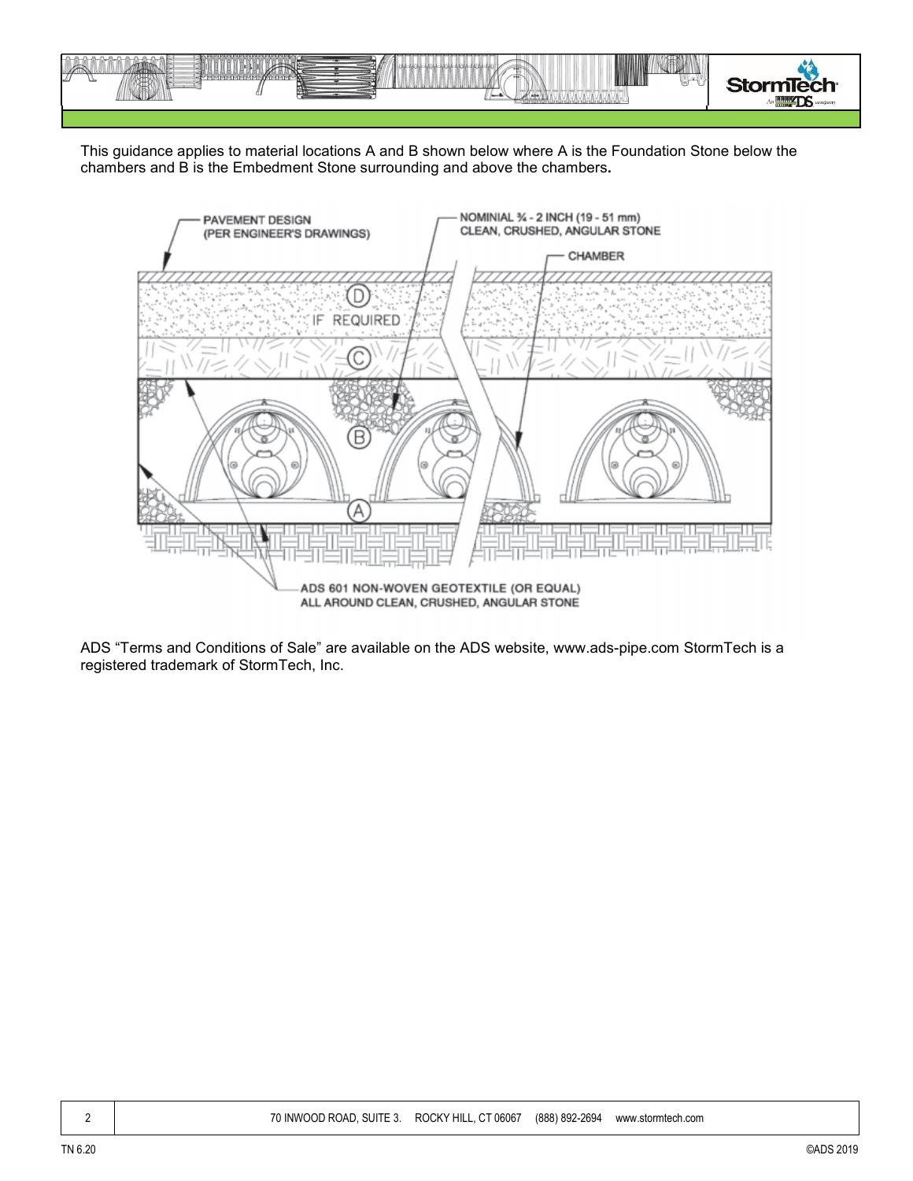This guidance applies to material locations A and B shown below where A is the Foundation Stone below the chambers and B is the Embedment Stone surrounding and above the chambers**.**

PAVEMENT DESIGN
(PER ENGINEER'S DRAWINGS)

NOMINIAL ¾ - 2 INCH (19 - 51 mm)
CLEAN, CRUSHED, ANGULAR STONE

CHAMBER

D

IF REQUIRED

C

B

A

ADS 601 NON-WOVEN GEOTEXTILE (OR EQUAL)
ALL AROUND CLEAN, CRUSHED, ANGULAR STONE

ADS "Terms and Conditions of Sale" are available on the ADS website, www.ads-pipe.com StormTech is a registered trademark of StormTech, Inc.